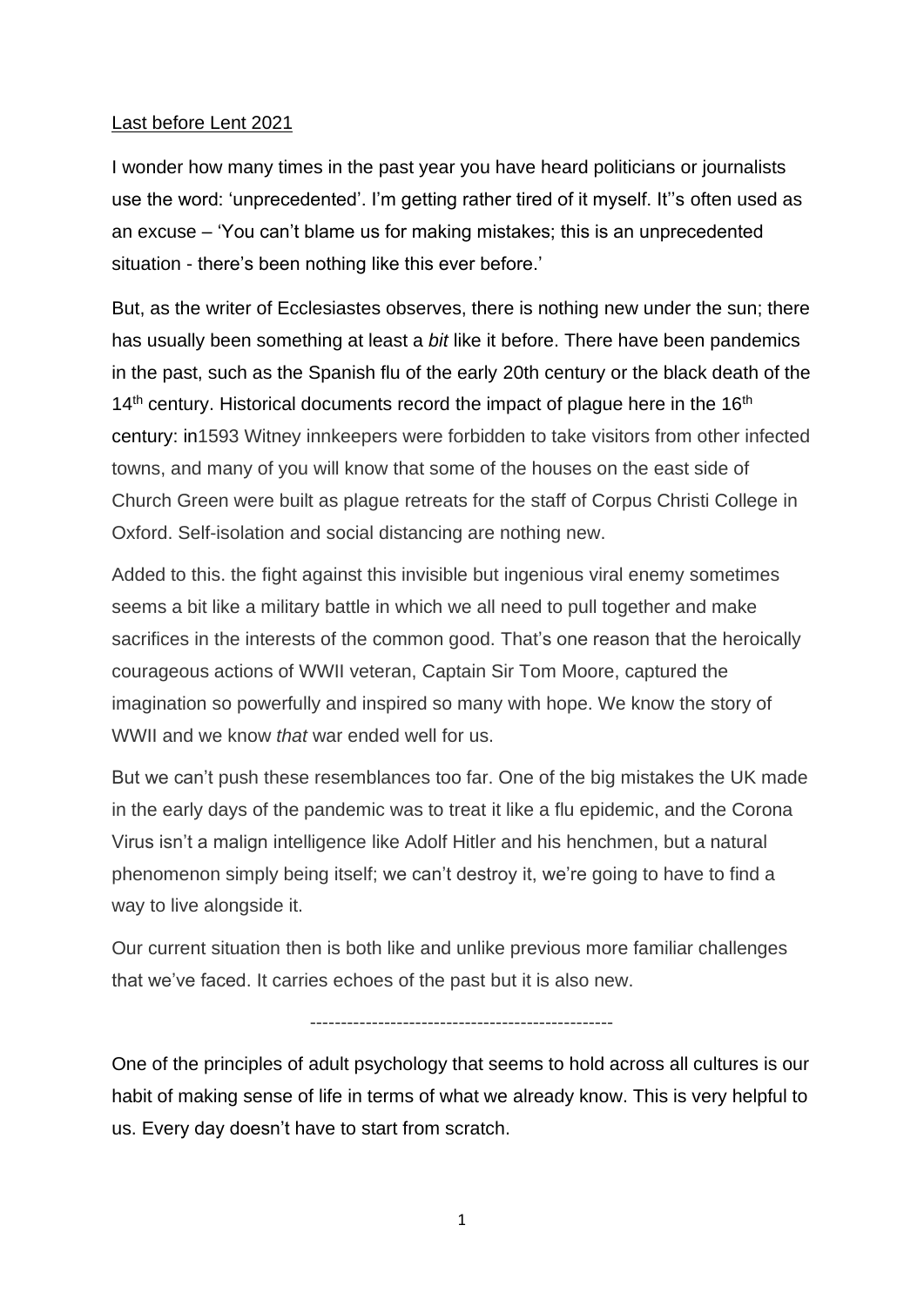Last before Lent 2021

I wonder how many times in the past year you have heard politicians or journalists use the word: 'unprecedented'. I'm getting rather tired of it myself. It''s often used as an excuse – 'You can't blame us for making mistakes; this is an unprecedented situation - there's been nothing like this ever before.'

But, as the writer of Ecclesiastes observes, there is nothing new under the sun; there has usually been something at least a *bit* like it before. There have been pandemics in the past, such as the Spanish flu of the early 20th century or the black death of the 14th century. Historical documents record the impact of plague here in the 16th century: in1593 Witney innkeepers were forbidden to take visitors from other infected towns, and many of you will know that some of the houses on the east side of Church Green were built as plague retreats for the staff of Corpus Christi College in Oxford. Self-isolation and social distancing are nothing new.

Added to this. the fight against this invisible but ingenious viral enemy sometimes seems a bit like a military battle in which we all need to pull together and make sacrifices in the interests of the common good. That's one reason that the heroically courageous actions of WWII veteran, Captain Sir Tom Moore, captured the imagination so powerfully and inspired so many with hope. We know the story of WWII and we know *that* war ended well for us.

But we can't push these resemblances too far. One of the big mistakes the UK made in the early days of the pandemic was to treat it like a flu epidemic, and the Corona Virus isn't a malign intelligence like Adolf Hitler and his henchmen, but a natural phenomenon simply being itself; we can't destroy it, we're going to have to find a way to live alongside it.

Our current situation then is both like and unlike previous more familiar challenges that we've faced. It carries echoes of the past but it is also new.

---

One of the principles of adult psychology that seems to hold across all cultures is our habit of making sense of life in terms of what we already know. This is very helpful to us. Every day doesn't have to start from scratch.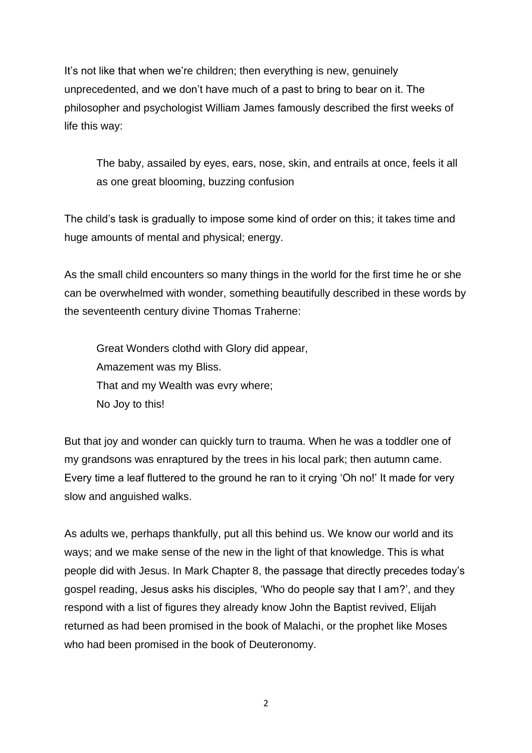It's not like that when we're children; then everything is new, genuinely unprecedented, and we don't have much of a past to bring to bear on it. The philosopher and psychologist William James famously described the first weeks of life this way:

> The baby, assailed by eyes, ears, nose, skin, and entrails at once, feels it all as one great blooming, buzzing confusion

The child's task is gradually to impose some kind of order on this; it takes time and huge amounts of mental and physical; energy.

As the small child encounters so many things in the world for the first time he or she can be overwhelmed with wonder, something beautifully described in these words by the seventeenth century divine Thomas Traherne:

> Great Wonders clothd with Glory did appear,
> Amazement was my Bliss.
> That and my Wealth was evry where;
> No Joy to this!

But that joy and wonder can quickly turn to trauma. When he was a toddler one of my grandsons was enraptured by the trees in his local park; then autumn came. Every time a leaf fluttered to the ground he ran to it crying 'Oh no!' It made for very slow and anguished walks.

As adults we, perhaps thankfully, put all this behind us. We know our world and its ways; and we make sense of the new in the light of that knowledge. This is what people did with Jesus. In Mark Chapter 8, the passage that directly precedes today's gospel reading, Jesus asks his disciples, 'Who do people say that I am?', and they respond with a list of figures they already know John the Baptist revived, Elijah returned as had been promised in the book of Malachi, or the prophet like Moses who had been promised in the book of Deuteronomy.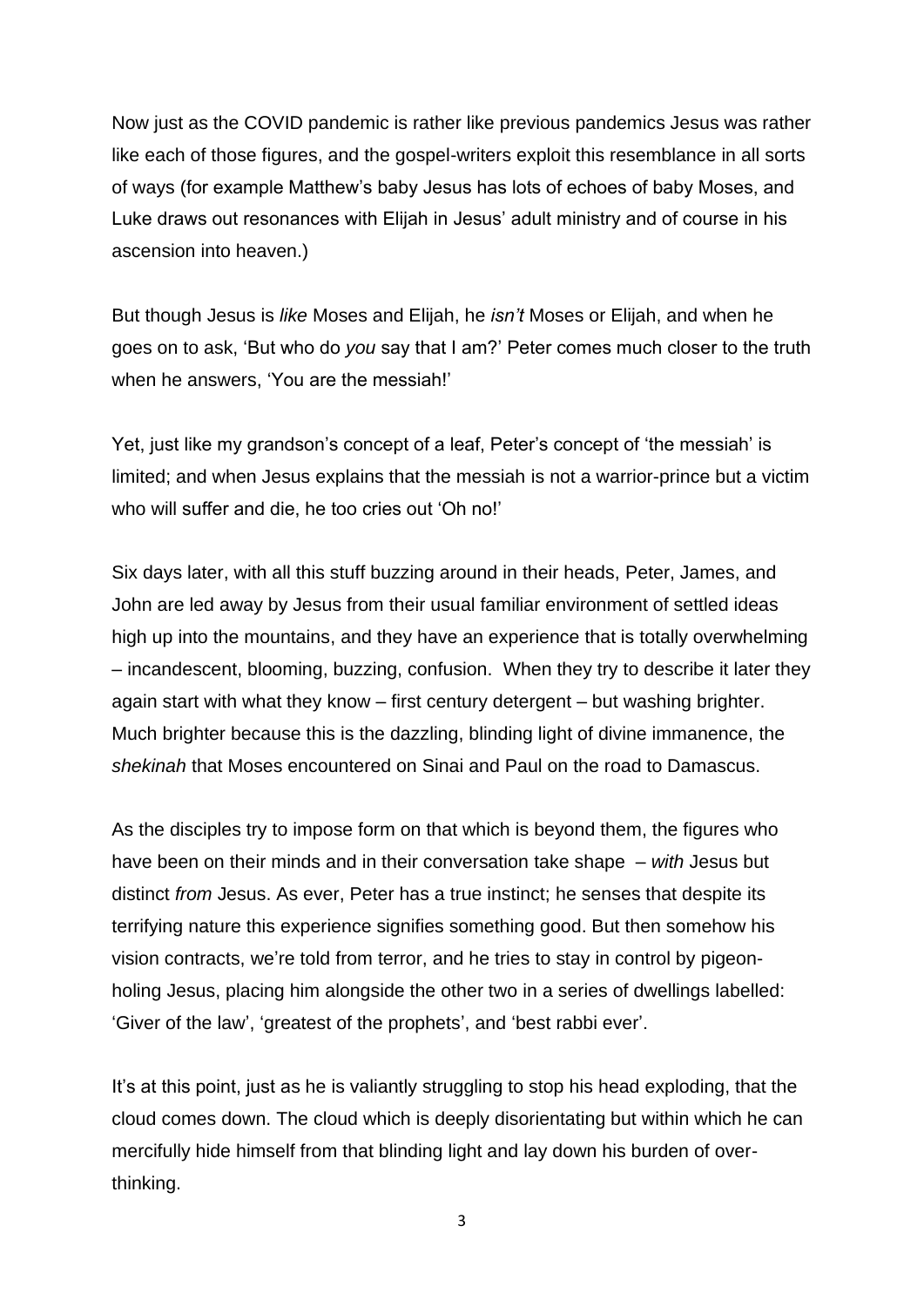Now just as the COVID pandemic is rather like previous pandemics Jesus was rather like each of those figures, and the gospel-writers exploit this resemblance in all sorts of ways (for example Matthew's baby Jesus has lots of echoes of baby Moses, and Luke draws out resonances with Elijah in Jesus' adult ministry and of course in his ascension into heaven.)

But though Jesus is *like* Moses and Elijah, he *isn't* Moses or Elijah, and when he goes on to ask, 'But who do *you* say that I am?' Peter comes much closer to the truth when he answers, 'You are the messiah!'

Yet, just like my grandson's concept of a leaf, Peter's concept of 'the messiah' is limited; and when Jesus explains that the messiah is not a warrior-prince but a victim who will suffer and die, he too cries out 'Oh no!'

Six days later, with all this stuff buzzing around in their heads, Peter, James, and John are led away by Jesus from their usual familiar environment of settled ideas high up into the mountains, and they have an experience that is totally overwhelming – incandescent, blooming, buzzing, confusion. When they try to describe it later they again start with what they know – first century detergent – but washing brighter. Much brighter because this is the dazzling, blinding light of divine immanence, the *shekinah* that Moses encountered on Sinai and Paul on the road to Damascus.

As the disciples try to impose form on that which is beyond them, the figures who have been on their minds and in their conversation take shape – *with* Jesus but distinct *from* Jesus. As ever, Peter has a true instinct; he senses that despite its terrifying nature this experience signifies something good. But then somehow his vision contracts, we're told from terror, and he tries to stay in control by pigeon-holing Jesus, placing him alongside the other two in a series of dwellings labelled: 'Giver of the law', 'greatest of the prophets', and 'best rabbi ever'.

It's at this point, just as he is valiantly struggling to stop his head exploding, that the cloud comes down. The cloud which is deeply disorientating but within which he can mercifully hide himself from that blinding light and lay down his burden of over-thinking.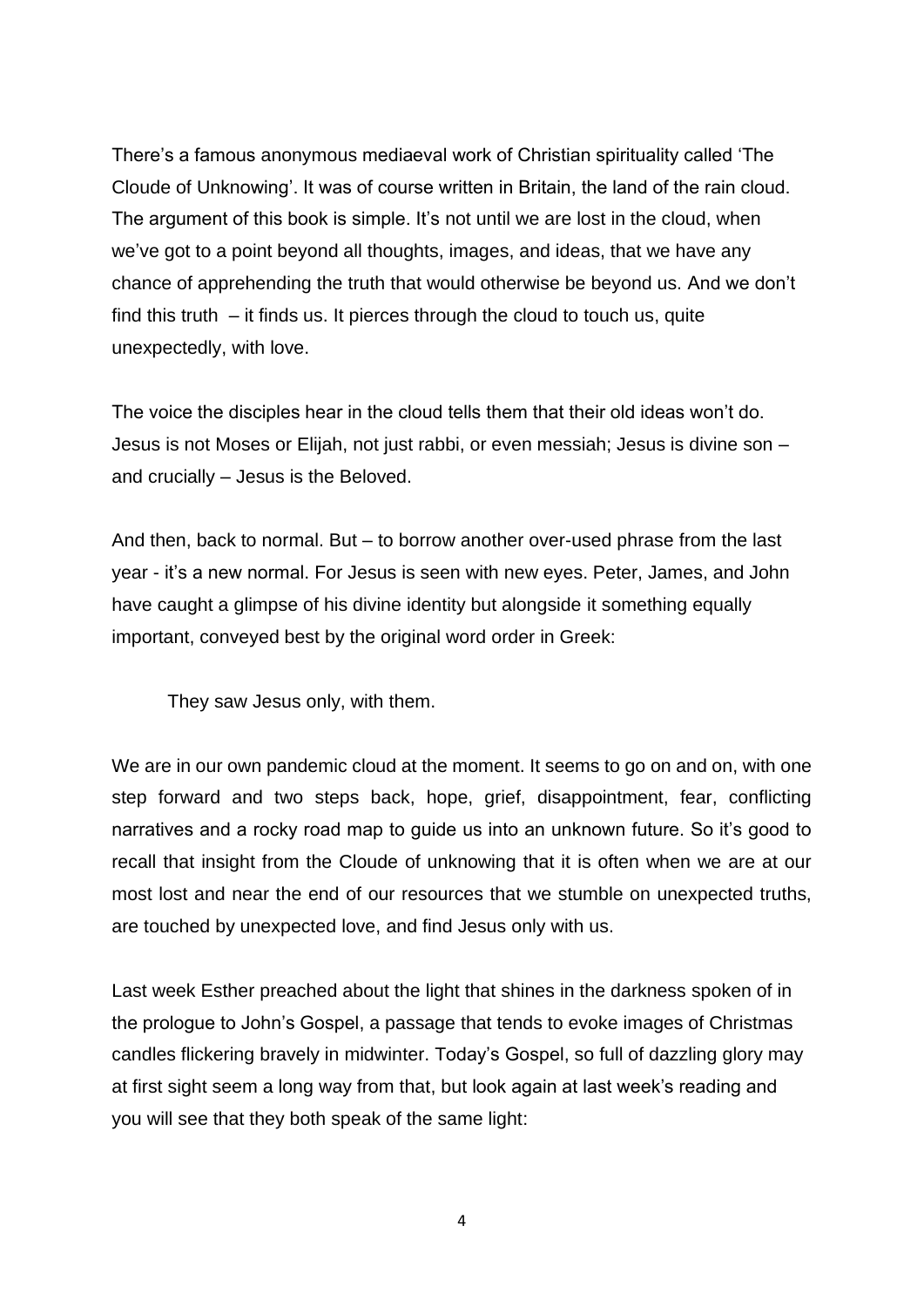There's a famous anonymous mediaeval work of Christian spirituality called 'The Cloude of Unknowing'. It was of course written in Britain, the land of the rain cloud. The argument of this book is simple. It's not until we are lost in the cloud, when we've got to a point beyond all thoughts, images, and ideas, that we have any chance of apprehending the truth that would otherwise be beyond us. And we don't find this truth – it finds us. It pierces through the cloud to touch us, quite unexpectedly, with love.

The voice the disciples hear in the cloud tells them that their old ideas won't do. Jesus is not Moses or Elijah, not just rabbi, or even messiah; Jesus is divine son – and crucially – Jesus is the Beloved.

And then, back to normal. But – to borrow another over-used phrase from the last year - it's a new normal. For Jesus is seen with new eyes. Peter, James, and John have caught a glimpse of his divine identity but alongside it something equally important, conveyed best by the original word order in Greek:

> They saw Jesus only, with them.

We are in our own pandemic cloud at the moment. It seems to go on and on, with one step forward and two steps back, hope, grief, disappointment, fear, conflicting narratives and a rocky road map to guide us into an unknown future. So it's good to recall that insight from the Cloude of unknowing that it is often when we are at our most lost and near the end of our resources that we stumble on unexpected truths, are touched by unexpected love, and find Jesus only with us.

Last week Esther preached about the light that shines in the darkness spoken of in the prologue to John's Gospel, a passage that tends to evoke images of Christmas candles flickering bravely in midwinter. Today's Gospel, so full of dazzling glory may at first sight seem a long way from that, but look again at last week's reading and you will see that they both speak of the same light: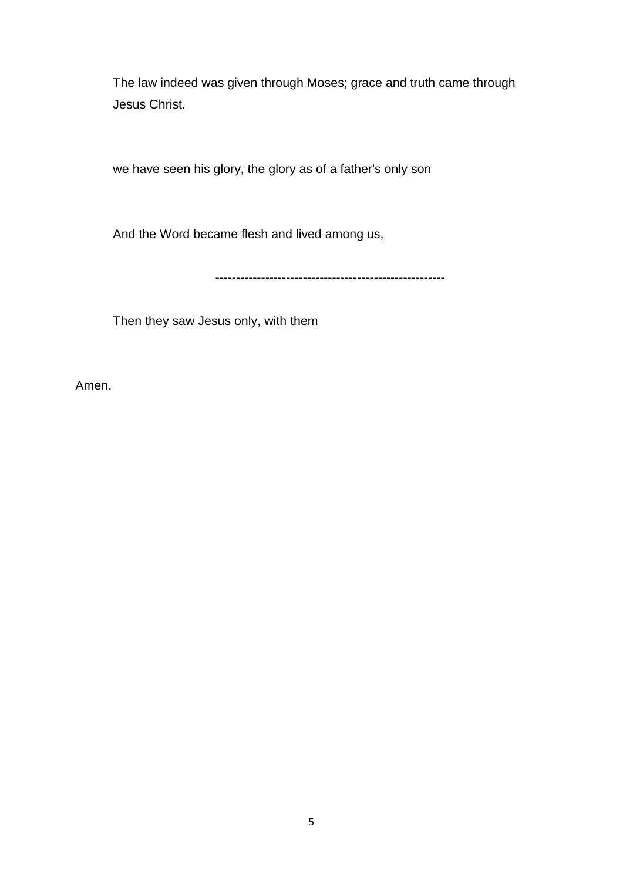The law indeed was given through Moses; grace and truth came through Jesus Christ.

we have seen his glory, the glory as of a father's only son

And the Word became flesh and lived among us,

-------------------------------------------------------

Then they saw Jesus only, with them

Amen.